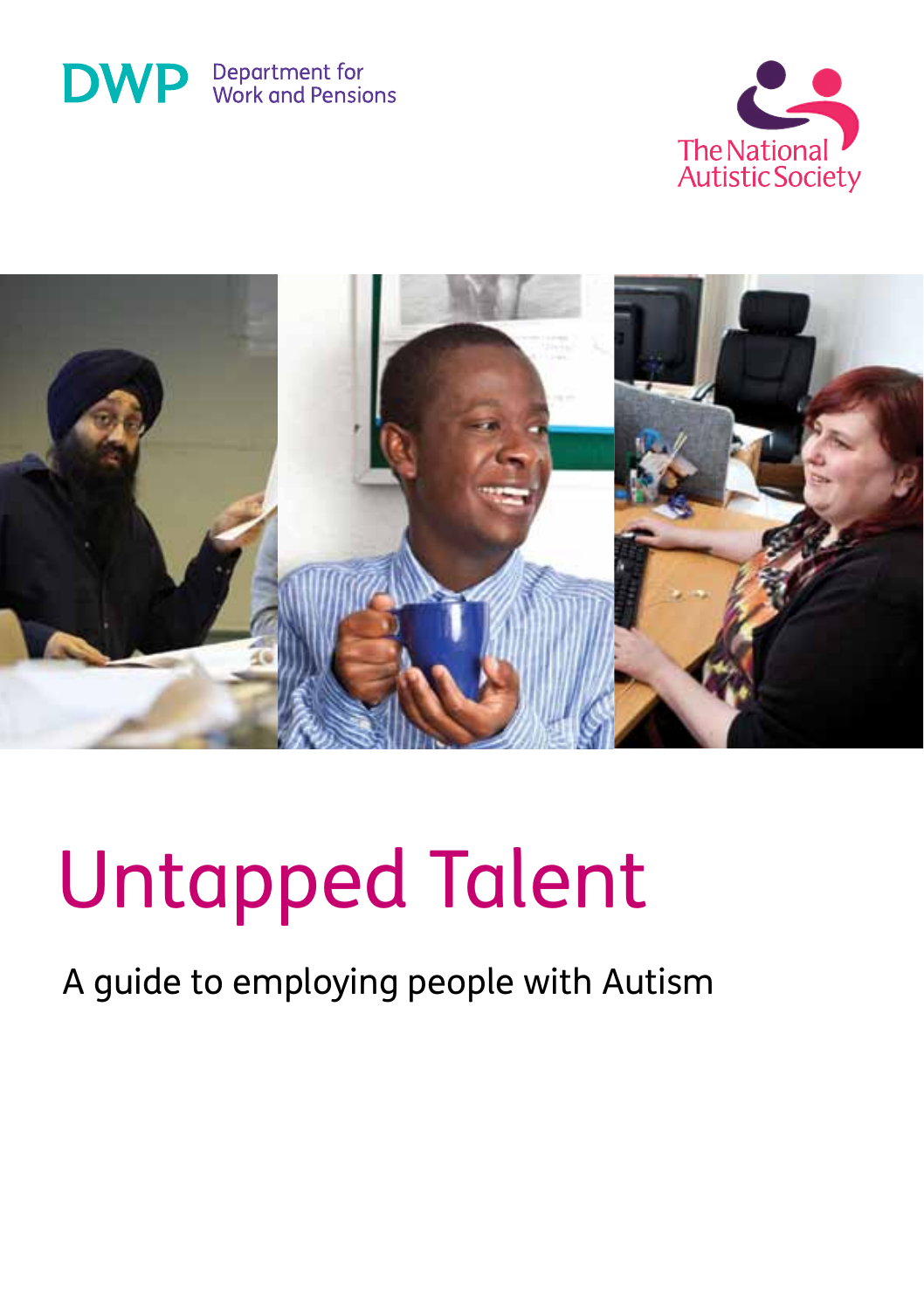DWP Department for Work and Pensions

The National Autistic Society

# Untapped Talent

A guide to employing people with Autism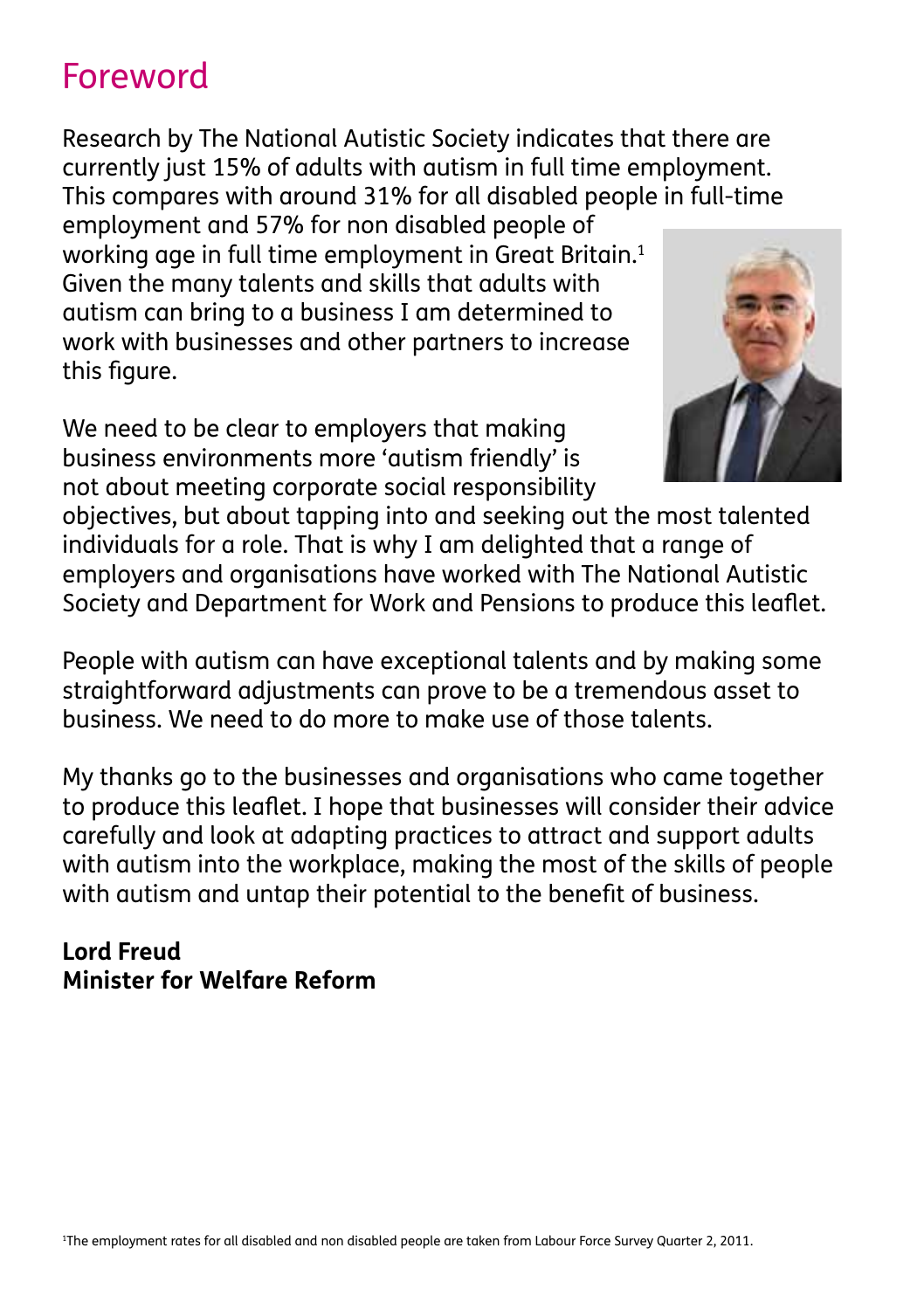# Foreword

Research by The National Autistic Society indicates that there are currently just 15% of adults with autism in full time employment. This compares with around 31% for all disabled people in full-time employment and 57% for non disabled people of working age in full time employment in Great Britain.[1] Given the many talents and skills that adults with autism can bring to a business I am determined to work with businesses and other partners to increase this figure.

We need to be clear to employers that making business environments more 'autism friendly' is not about meeting corporate social responsibility objectives, but about tapping into and seeking out the most talented individuals for a role. That is why I am delighted that a range of employers and organisations have worked with The National Autistic Society and Department for Work and Pensions to produce this leaflet.

People with autism can have exceptional talents and by making some straightforward adjustments can prove to be a tremendous asset to business. We need to do more to make use of those talents.

My thanks go to the businesses and organisations who came together to produce this leaflet. I hope that businesses will consider their advice carefully and look at adapting practices to attract and support adults with autism into the workplace, making the most of the skills of people with autism and untap their potential to the benefit of business.

**Lord Freud**
**Minister for Welfare Reform**

[1]The employment rates for all disabled and non disabled people are taken from Labour Force Survey Quarter 2, 2011.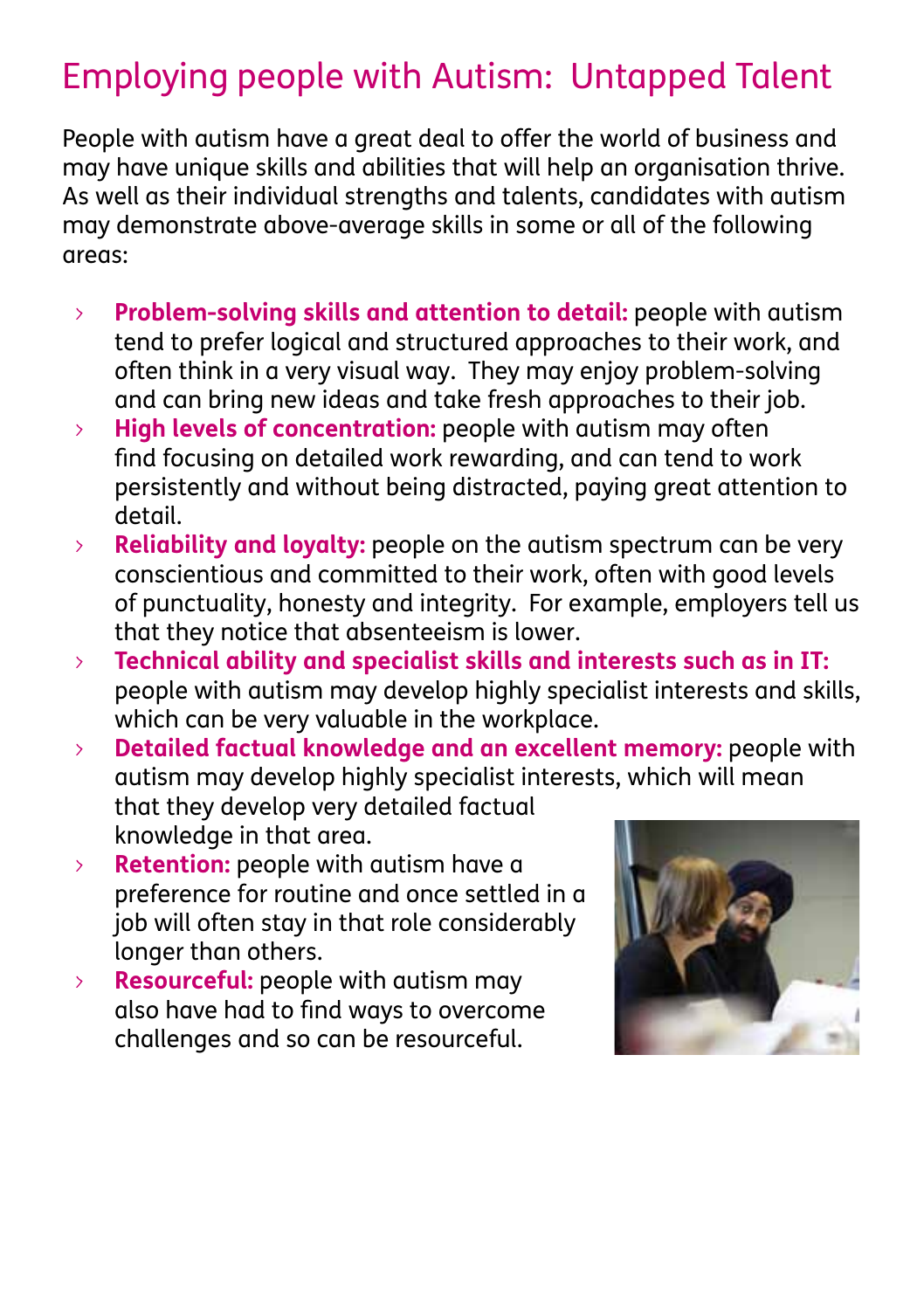# Employing people with Autism: Untapped Talent

People with autism have a great deal to offer the world of business and may have unique skills and abilities that will help an organisation thrive. As well as their individual strengths and talents, candidates with autism may demonstrate above-average skills in some or all of the following areas:

- **Problem-solving skills and attention to detail:** people with autism tend to prefer logical and structured approaches to their work, and often think in a very visual way. They may enjoy problem-solving and can bring new ideas and take fresh approaches to their job.
- **High levels of concentration:** people with autism may often find focusing on detailed work rewarding, and can tend to work persistently and without being distracted, paying great attention to detail.
- **Reliability and loyalty:** people on the autism spectrum can be very conscientious and committed to their work, often with good levels of punctuality, honesty and integrity. For example, employers tell us that they notice that absenteeism is lower.
- **Technical ability and specialist skills and interests such as in IT:** people with autism may develop highly specialist interests and skills, which can be very valuable in the workplace.
- **Detailed factual knowledge and an excellent memory:** people with autism may develop highly specialist interests, which will mean that they develop very detailed factual knowledge in that area.
- **Retention:** people with autism have a preference for routine and once settled in a job will often stay in that role considerably longer than others.
- **Resourceful:** people with autism may also have had to find ways to overcome challenges and so can be resourceful.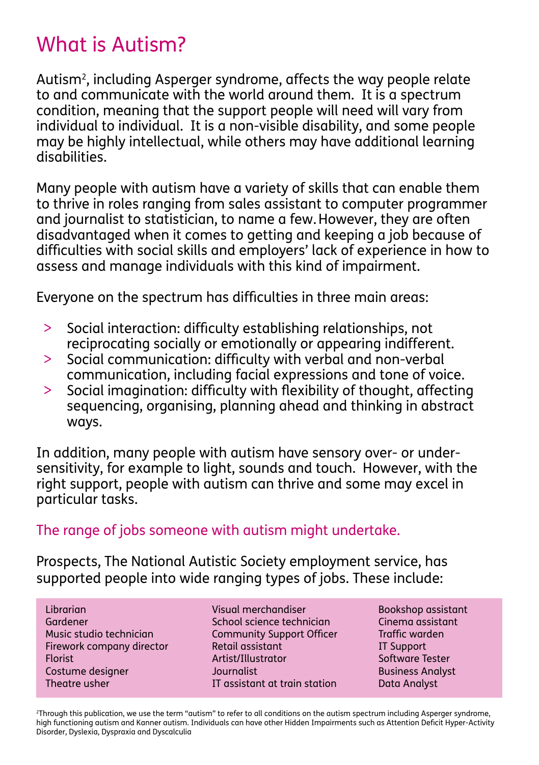# What is Autism?

Autism[2], including Asperger syndrome, affects the way people relate to and communicate with the world around them. It is a spectrum condition, meaning that the support people will need will vary from individual to individual. It is a non-visible disability, and some people may be highly intellectual, while others may have additional learning disabilities.

Many people with autism have a variety of skills that can enable them to thrive in roles ranging from sales assistant to computer programmer and journalist to statistician, to name a few. However, they are often disadvantaged when it comes to getting and keeping a job because of difficulties with social skills and employers' lack of experience in how to assess and manage individuals with this kind of impairment.

Everyone on the spectrum has difficulties in three main areas:

> Social interaction: difficulty establishing relationships, not reciprocating socially or emotionally or appearing indifferent.
> Social communication: difficulty with verbal and non-verbal communication, including facial expressions and tone of voice.
> Social imagination: difficulty with flexibility of thought, affecting sequencing, organising, planning ahead and thinking in abstract ways.

In addition, many people with autism have sensory over- or under-sensitivity, for example to light, sounds and touch. However, with the right support, people with autism can thrive and some may excel in particular tasks.

## The range of jobs someone with autism might undertake.

Prospects, The National Autistic Society employment service, has supported people into wide ranging types of jobs. These include:

| | | |
|---|---|---|
| Librarian | Visual merchandiser | Bookshop assistant |
| Gardener | School science technician | Cinema assistant |
| Music studio technician | Community Support Officer | Traffic warden |
| Firework company director | Retail assistant | IT Support |
| Florist | Artist/Illustrator | Software Tester |
| Costume designer | Journalist | Business Analyst |
| Theatre usher | IT assistant at train station | Data Analyst |

[2]Through this publication, we use the term "autism" to refer to all conditions on the autism spectrum including Asperger syndrome, high functioning autism and Kanner autism. Individuals can have other Hidden Impairments such as Attention Deficit Hyper-Activity Disorder, Dyslexia, Dyspraxia and Dyscalculia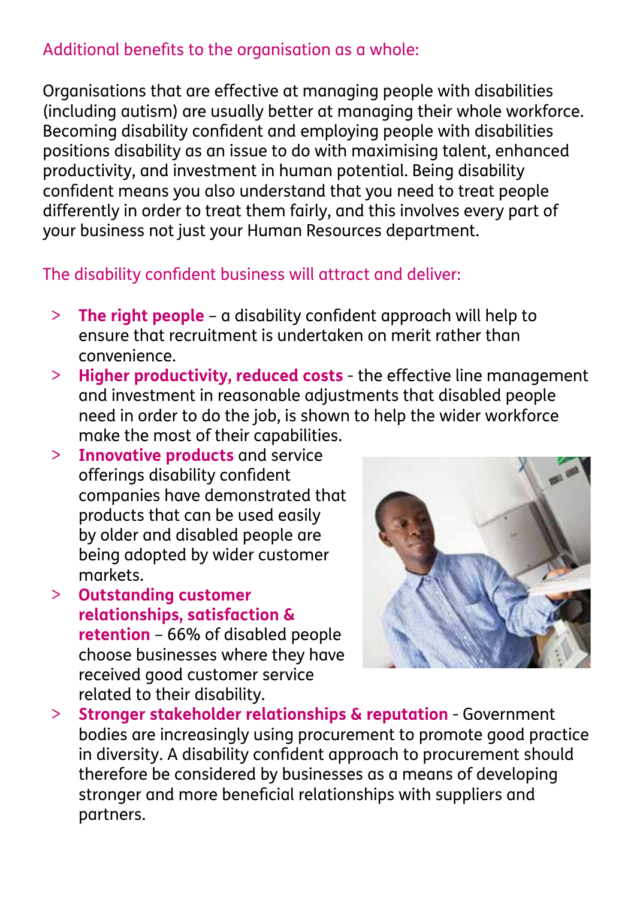## Additional benefits to the organisation as a whole:

Organisations that are effective at managing people with disabilities (including autism) are usually better at managing their whole workforce. Becoming disability confident and employing people with disabilities positions disability as an issue to do with maximising talent, enhanced productivity, and investment in human potential. Being disability confident means you also understand that you need to treat people differently in order to treat them fairly, and this involves every part of your business not just your Human Resources department.

## The disability confident business will attract and deliver:

- **The right people** – a disability confident approach will help to ensure that recruitment is undertaken on merit rather than convenience.
- **Higher productivity, reduced costs** - the effective line management and investment in reasonable adjustments that disabled people need in order to do the job, is shown to help the wider workforce make the most of their capabilities.
- **Innovative products** and service offerings disability confident companies have demonstrated that products that can be used easily by older and disabled people are being adopted by wider customer markets.
- **Outstanding customer relationships, satisfaction & retention** – 66% of disabled people choose businesses where they have received good customer service related to their disability.
- **Stronger stakeholder relationships & reputation** - Government bodies are increasingly using procurement to promote good practice in diversity. A disability confident approach to procurement should therefore be considered by businesses as a means of developing stronger and more beneficial relationships with suppliers and partners.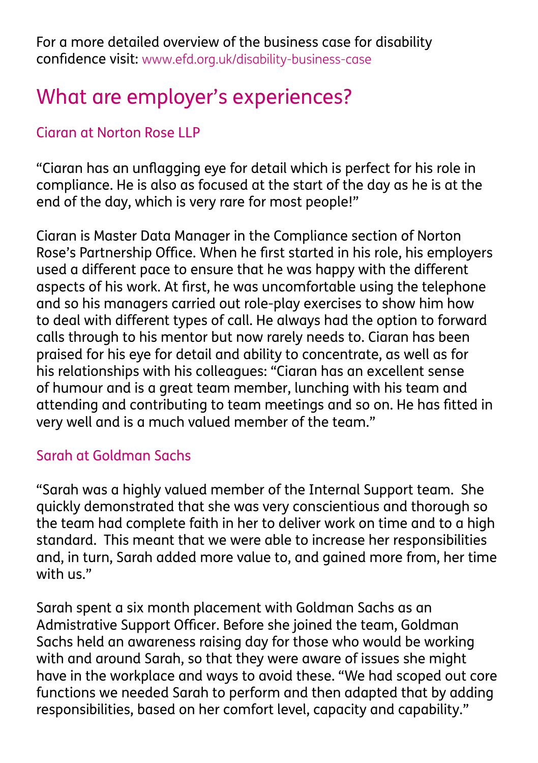For a more detailed overview of the business case for disability confidence visit: www.efd.org.uk/disability-business-case

## What are employer's experiences?

### Ciaran at Norton Rose LLP

"Ciaran has an unflagging eye for detail which is perfect for his role in compliance. He is also as focused at the start of the day as he is at the end of the day, which is very rare for most people!"

Ciaran is Master Data Manager in the Compliance section of Norton Rose's Partnership Office. When he first started in his role, his employers used a different pace to ensure that he was happy with the different aspects of his work. At first, he was uncomfortable using the telephone and so his managers carried out role-play exercises to show him how to deal with different types of call. He always had the option to forward calls through to his mentor but now rarely needs to. Ciaran has been praised for his eye for detail and ability to concentrate, as well as for his relationships with his colleagues: "Ciaran has an excellent sense of humour and is a great team member, lunching with his team and attending and contributing to team meetings and so on. He has fitted in very well and is a much valued member of the team."

### Sarah at Goldman Sachs

"Sarah was a highly valued member of the Internal Support team. She quickly demonstrated that she was very conscientious and thorough so the team had complete faith in her to deliver work on time and to a high standard. This meant that we were able to increase her responsibilities and, in turn, Sarah added more value to, and gained more from, her time with us."

Sarah spent a six month placement with Goldman Sachs as an Admistrative Support Officer. Before she joined the team, Goldman Sachs held an awareness raising day for those who would be working with and around Sarah, so that they were aware of issues she might have in the workplace and ways to avoid these. "We had scoped out core functions we needed Sarah to perform and then adapted that by adding responsibilities, based on her comfort level, capacity and capability."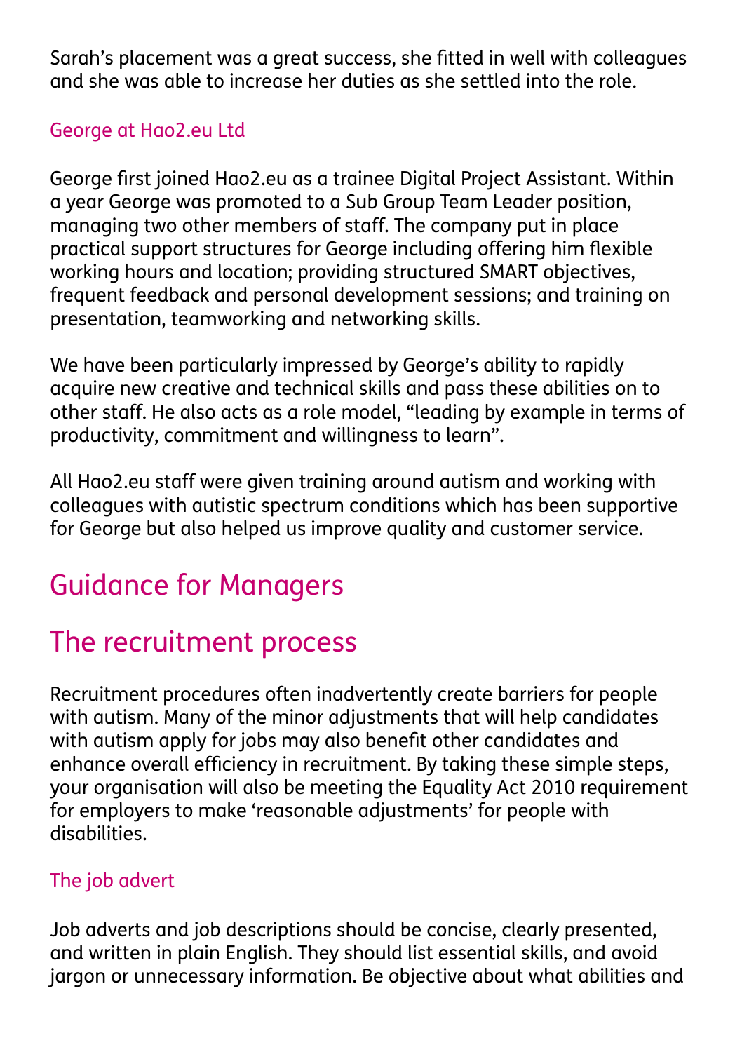Sarah's placement was a great success, she fitted in well with colleagues and she was able to increase her duties as she settled into the role.

### George at Hao2.eu Ltd

George first joined Hao2.eu as a trainee Digital Project Assistant. Within a year George was promoted to a Sub Group Team Leader position, managing two other members of staff. The company put in place practical support structures for George including offering him flexible working hours and location; providing structured SMART objectives, frequent feedback and personal development sessions; and training on presentation, teamworking and networking skills.

We have been particularly impressed by George's ability to rapidly acquire new creative and technical skills and pass these abilities on to other staff. He also acts as a role model, "leading by example in terms of productivity, commitment and willingness to learn".

All Hao2.eu staff were given training around autism and working with colleagues with autistic spectrum conditions which has been supportive for George but also helped us improve quality and customer service.

## Guidance for Managers

## The recruitment process

Recruitment procedures often inadvertently create barriers for people with autism. Many of the minor adjustments that will help candidates with autism apply for jobs may also benefit other candidates and enhance overall efficiency in recruitment. By taking these simple steps, your organisation will also be meeting the Equality Act 2010 requirement for employers to make 'reasonable adjustments' for people with disabilities.

### The job advert

Job adverts and job descriptions should be concise, clearly presented, and written in plain English. They should list essential skills, and avoid jargon or unnecessary information. Be objective about what abilities and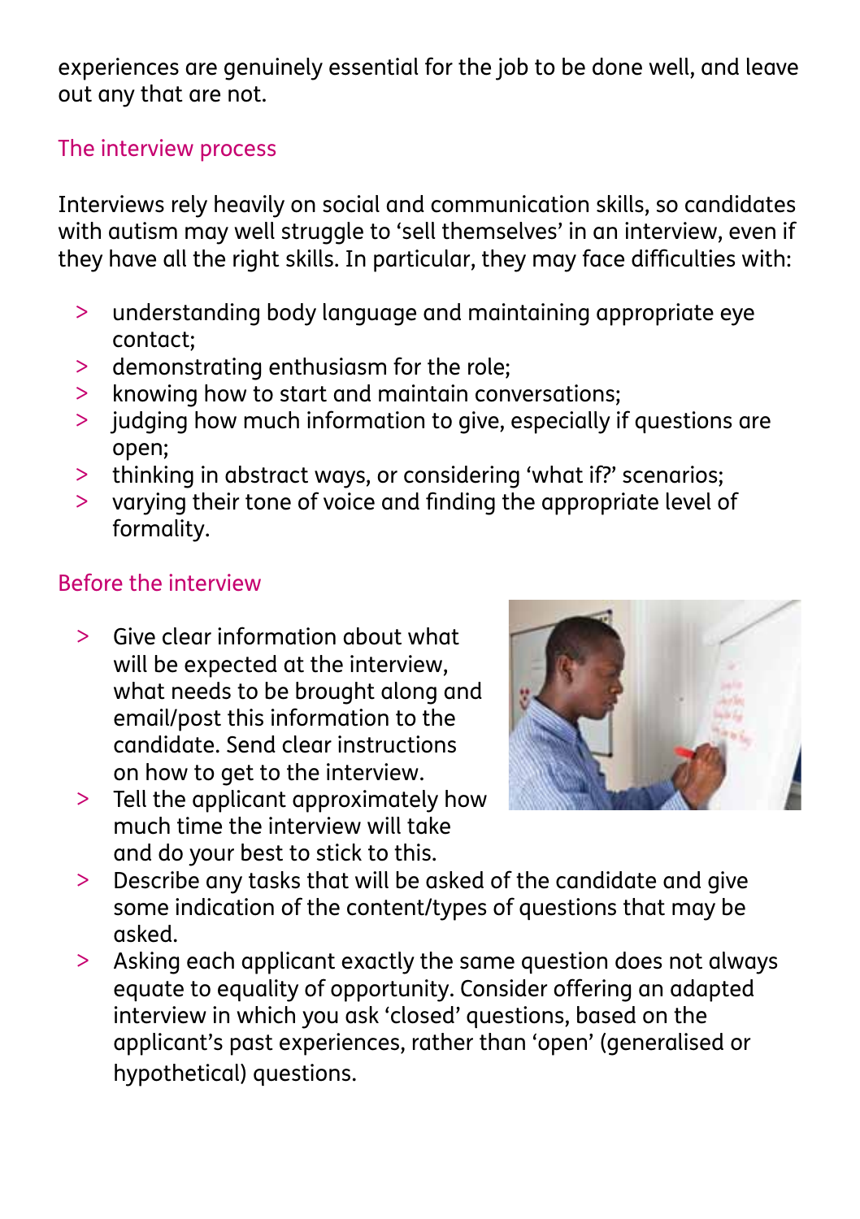experiences are genuinely essential for the job to be done well, and leave out any that are not.

## The interview process

Interviews rely heavily on social and communication skills, so candidates with autism may well struggle to 'sell themselves' in an interview, even if they have all the right skills. In particular, they may face difficulties with:

- understanding body language and maintaining appropriate eye contact;
- demonstrating enthusiasm for the role;
- knowing how to start and maintain conversations;
- judging how much information to give, especially if questions are open;
- thinking in abstract ways, or considering 'what if?' scenarios;
- varying their tone of voice and finding the appropriate level of formality.

## Before the interview

- Give clear information about what will be expected at the interview, what needs to be brought along and email/post this information to the candidate. Send clear instructions on how to get to the interview.
- Tell the applicant approximately how much time the interview will take and do your best to stick to this.
- Describe any tasks that will be asked of the candidate and give some indication of the content/types of questions that may be asked.
- Asking each applicant exactly the same question does not always equate to equality of opportunity. Consider offering an adapted interview in which you ask 'closed' questions, based on the applicant's past experiences, rather than 'open' (generalised or hypothetical) questions.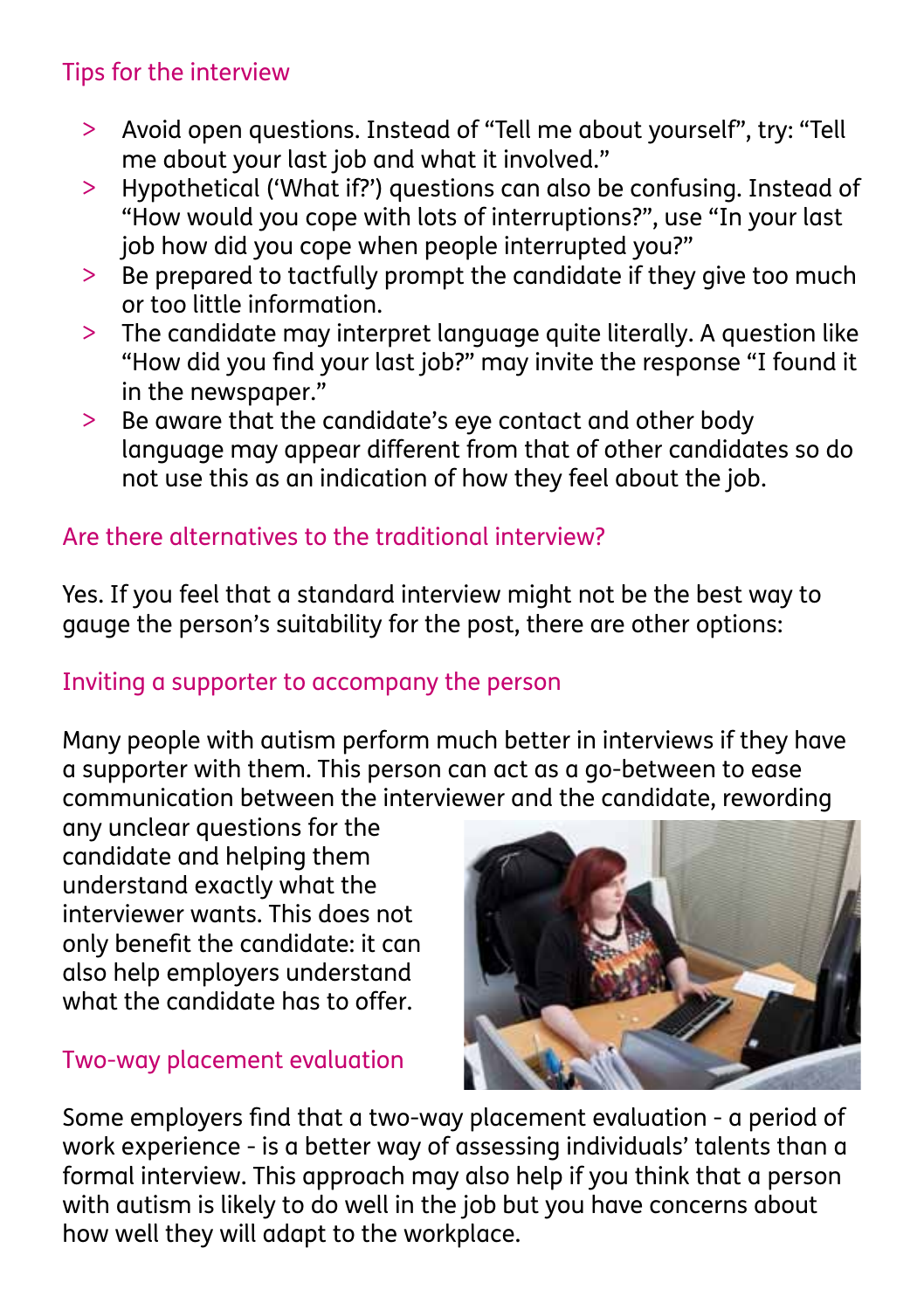## Tips for the interview

- Avoid open questions. Instead of "Tell me about yourself", try: "Tell me about your last job and what it involved."
- Hypothetical ('What if?') questions can also be confusing. Instead of "How would you cope with lots of interruptions?", use "In your last job how did you cope when people interrupted you?"
- Be prepared to tactfully prompt the candidate if they give too much or too little information.
- The candidate may interpret language quite literally. A question like "How did you find your last job?" may invite the response "I found it in the newspaper."
- Be aware that the candidate's eye contact and other body language may appear different from that of other candidates so do not use this as an indication of how they feel about the job.

## Are there alternatives to the traditional interview?

Yes. If you feel that a standard interview might not be the best way to gauge the person's suitability for the post, there are other options:

### Inviting a supporter to accompany the person

Many people with autism perform much better in interviews if they have a supporter with them. This person can act as a go-between to ease communication between the interviewer and the candidate, rewording any unclear questions for the candidate and helping them understand exactly what the interviewer wants. This does not only benefit the candidate: it can also help employers understand what the candidate has to offer.

### Two-way placement evaluation

Some employers find that a two-way placement evaluation - a period of work experience - is a better way of assessing individuals' talents than a formal interview. This approach may also help if you think that a person with autism is likely to do well in the job but you have concerns about how well they will adapt to the workplace.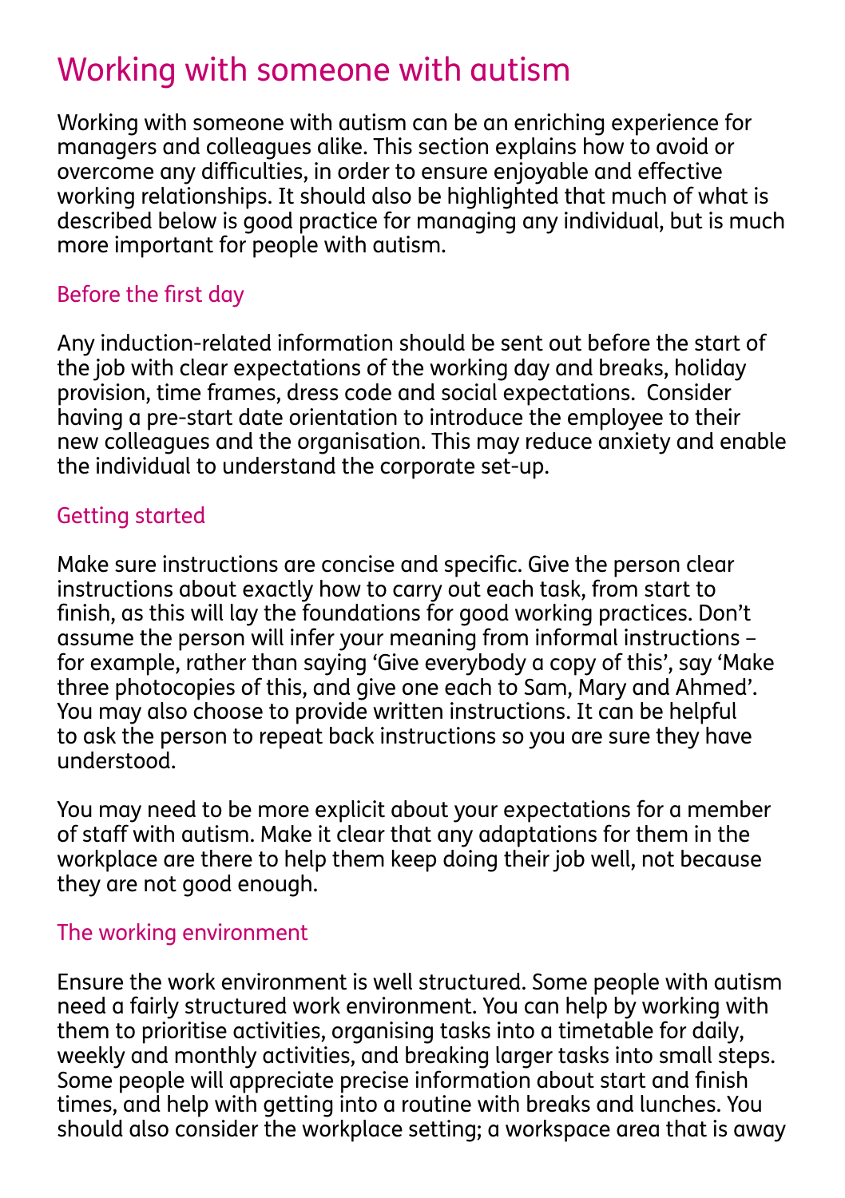# Working with someone with autism

Working with someone with autism can be an enriching experience for managers and colleagues alike. This section explains how to avoid or overcome any difficulties, in order to ensure enjoyable and effective working relationships. It should also be highlighted that much of what is described below is good practice for managing any individual, but is much more important for people with autism.

## Before the first day

Any induction-related information should be sent out before the start of the job with clear expectations of the working day and breaks, holiday provision, time frames, dress code and social expectations. Consider having a pre-start date orientation to introduce the employee to their new colleagues and the organisation. This may reduce anxiety and enable the individual to understand the corporate set-up.

## Getting started

Make sure instructions are concise and specific. Give the person clear instructions about exactly how to carry out each task, from start to finish, as this will lay the foundations for good working practices. Don't assume the person will infer your meaning from informal instructions – for example, rather than saying 'Give everybody a copy of this', say 'Make three photocopies of this, and give one each to Sam, Mary and Ahmed'. You may also choose to provide written instructions. It can be helpful to ask the person to repeat back instructions so you are sure they have understood.

You may need to be more explicit about your expectations for a member of staff with autism. Make it clear that any adaptations for them in the workplace are there to help them keep doing their job well, not because they are not good enough.

## The working environment

Ensure the work environment is well structured. Some people with autism need a fairly structured work environment. You can help by working with them to prioritise activities, organising tasks into a timetable for daily, weekly and monthly activities, and breaking larger tasks into small steps. Some people will appreciate precise information about start and finish times, and help with getting into a routine with breaks and lunches. You should also consider the workplace setting; a workspace area that is away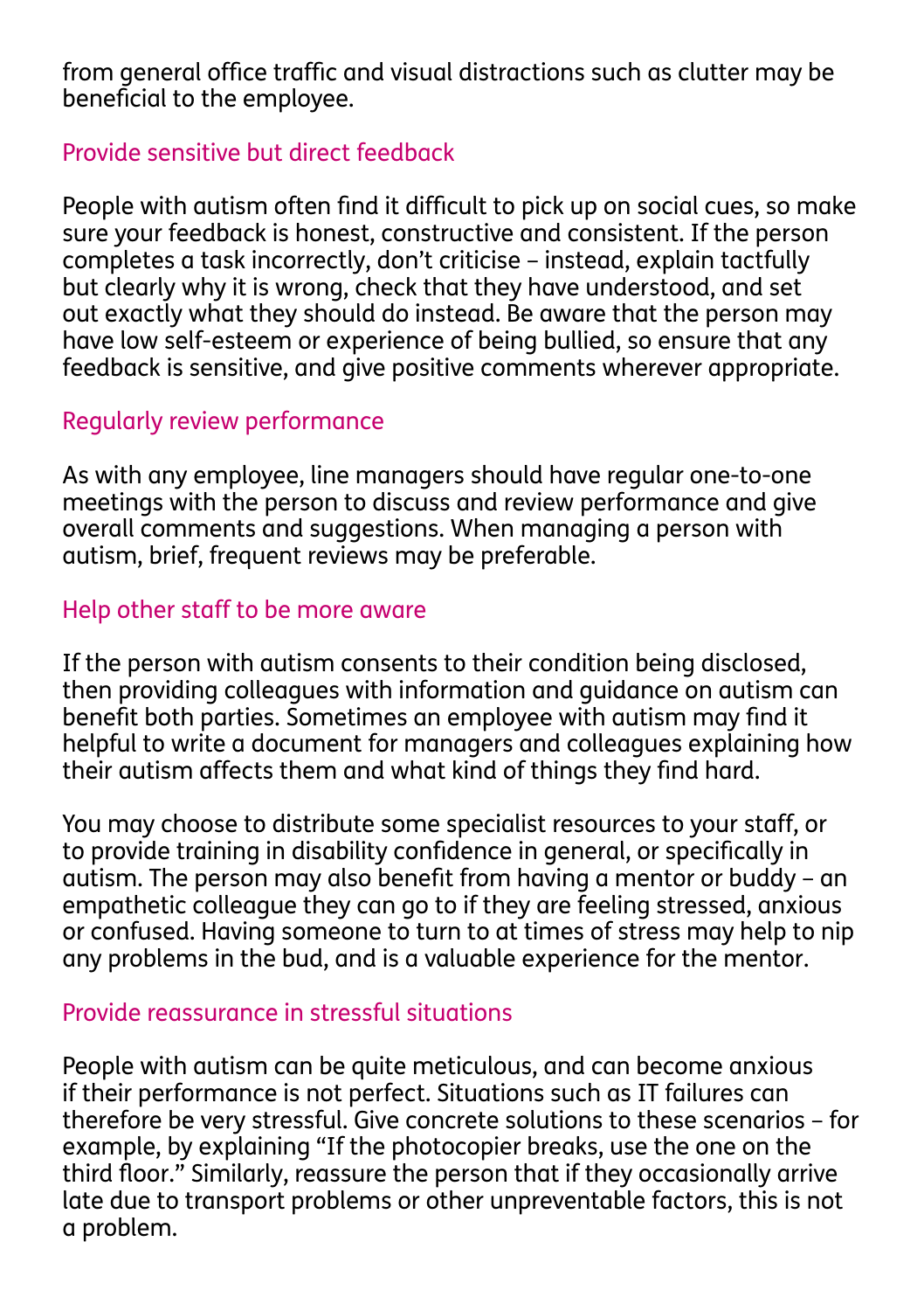from general office traffic and visual distractions such as clutter may be beneficial to the employee.

## Provide sensitive but direct feedback

People with autism often find it difficult to pick up on social cues, so make sure your feedback is honest, constructive and consistent. If the person completes a task incorrectly, don't criticise – instead, explain tactfully but clearly why it is wrong, check that they have understood, and set out exactly what they should do instead. Be aware that the person may have low self-esteem or experience of being bullied, so ensure that any feedback is sensitive, and give positive comments wherever appropriate.

## Regularly review performance

As with any employee, line managers should have regular one-to-one meetings with the person to discuss and review performance and give overall comments and suggestions. When managing a person with autism, brief, frequent reviews may be preferable.

## Help other staff to be more aware

If the person with autism consents to their condition being disclosed, then providing colleagues with information and guidance on autism can benefit both parties. Sometimes an employee with autism may find it helpful to write a document for managers and colleagues explaining how their autism affects them and what kind of things they find hard.

You may choose to distribute some specialist resources to your staff, or to provide training in disability confidence in general, or specifically in autism. The person may also benefit from having a mentor or buddy – an empathetic colleague they can go to if they are feeling stressed, anxious or confused. Having someone to turn to at times of stress may help to nip any problems in the bud, and is a valuable experience for the mentor.

## Provide reassurance in stressful situations

People with autism can be quite meticulous, and can become anxious if their performance is not perfect. Situations such as IT failures can therefore be very stressful. Give concrete solutions to these scenarios – for example, by explaining "If the photocopier breaks, use the one on the third floor." Similarly, reassure the person that if they occasionally arrive late due to transport problems or other unpreventable factors, this is not a problem.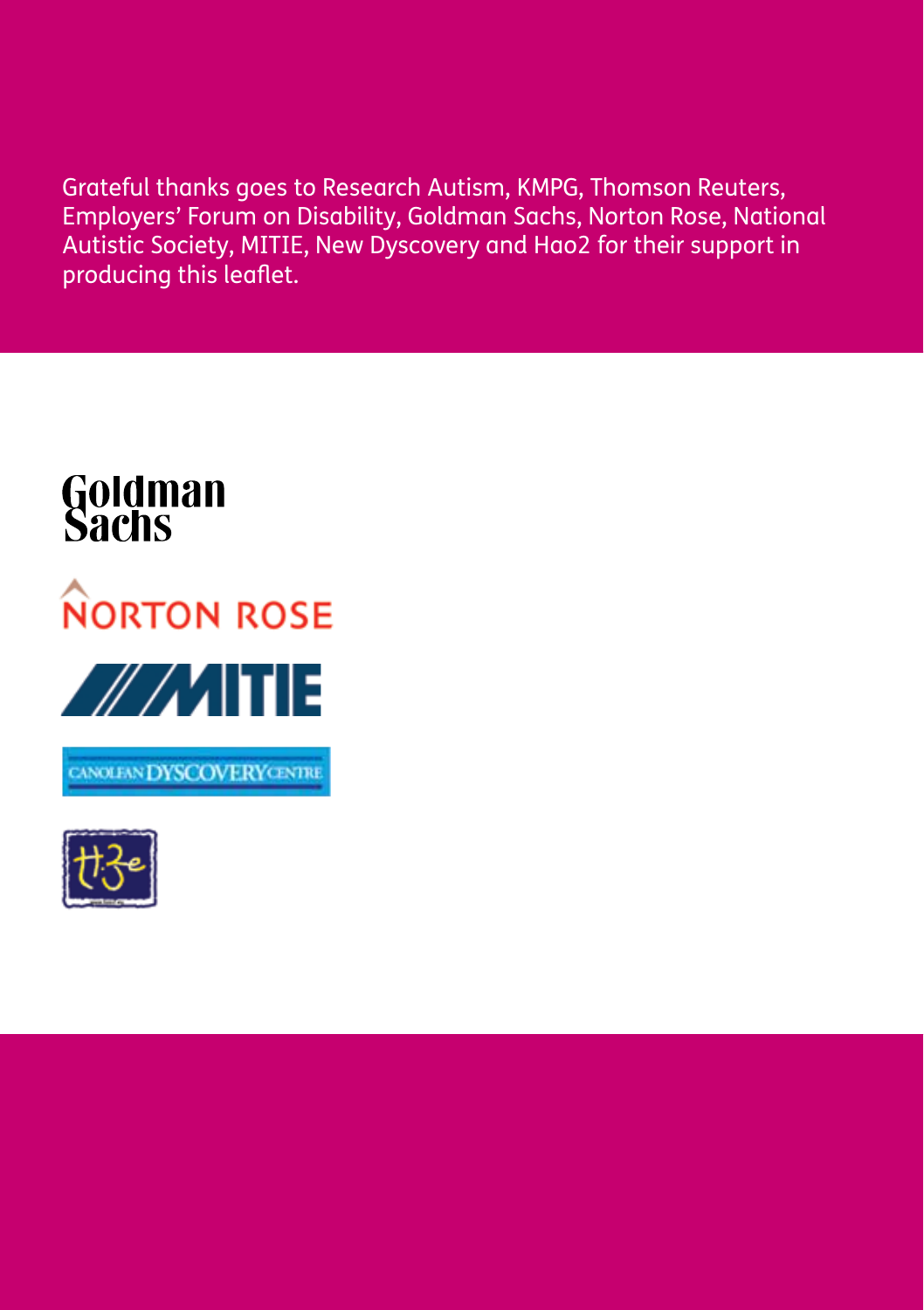Grateful thanks goes to Research Autism, KMPG, Thomson Reuters, Employers' Forum on Disability, Goldman Sachs, Norton Rose, National Autistic Society, MITIE, New Dyscovery and Hao2 for their support in producing this leaflet.

Goldman Sachs

NORTON ROSE

MITIE

CANOLFAN DYSCOVERY CENTRE